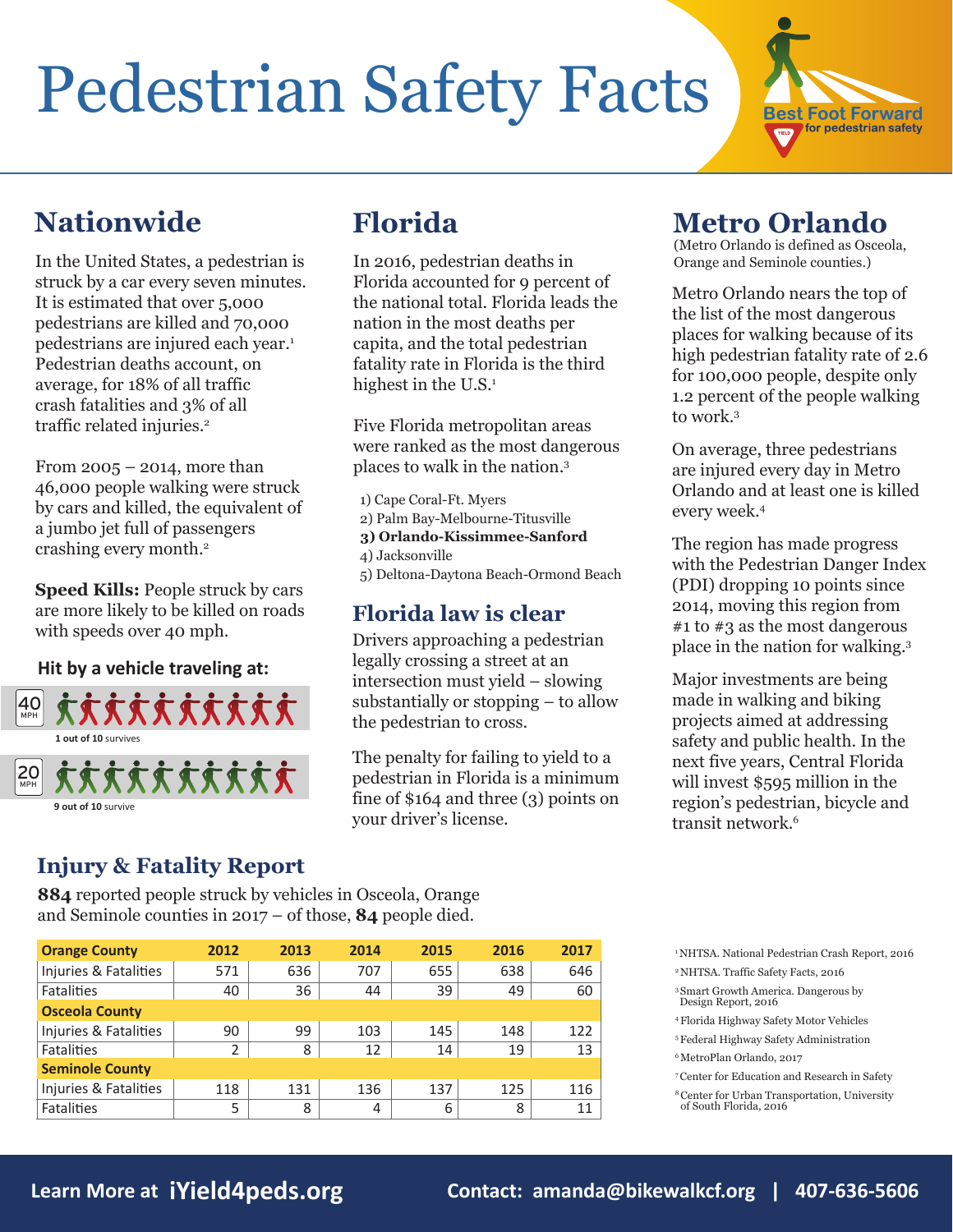# Pedestrian Safety Facts

Best Foot Forward for pedestrian safety

## Nationwide

In the United States, a pedestrian is struck by a car every seven minutes. It is estimated that over 5,000 pedestrians are killed and 70,000 pedestrians are injured each year.[1] Pedestrian deaths account, on average, for 18% of all traffic crash fatalities and 3% of all traffic related injuries.[2]

From 2005 – 2014, more than 46,000 people walking were struck by cars and killed, the equivalent of a jumbo jet full of passengers crashing every month.[2]

**Speed Kills:** People struck by cars are more likely to be killed on roads with speeds over 40 mph.

**Hit by a vehicle traveling at:**

40 MPH — **1 out of 10** survives

20 MPH — **9 out of 10** survive

## Florida

In 2016, pedestrian deaths in Florida accounted for 9 percent of the national total. Florida leads the nation in the most deaths per capita, and the total pedestrian fatality rate in Florida is the third highest in the U.S.[1]

Five Florida metropolitan areas were ranked as the most dangerous places to walk in the nation.[3]

1) Cape Coral-Ft. Myers
2) Palm Bay-Melbourne-Titusville
**3) Orlando-Kissimmee-Sanford**
4) Jacksonville
5) Deltona-Daytona Beach-Ormond Beach

### Florida law is clear

Drivers approaching a pedestrian legally crossing a street at an intersection must yield – slowing substantially or stopping – to allow the pedestrian to cross.

The penalty for failing to yield to a pedestrian in Florida is a minimum fine of $164 and three (3) points on your driver's license.

## Metro Orlando

(Metro Orlando is defined as Osceola, Orange and Seminole counties.)

Metro Orlando nears the top of the list of the most dangerous places for walking because of its high pedestrian fatality rate of 2.6 for 100,000 people, despite only 1.2 percent of the people walking to work.[3]

On average, three pedestrians are injured every day in Metro Orlando and at least one is killed every week.[4]

The region has made progress with the Pedestrian Danger Index (PDI) dropping 10 points since 2014, moving this region from #1 to #3 as the most dangerous place in the nation for walking.[3]

Major investments are being made in walking and biking projects aimed at addressing safety and public health. In the next five years, Central Florida will invest $595 million in the region's pedestrian, bicycle and transit network.[6]

### Injury & Fatality Report

**884** reported people struck by vehicles in Osceola, Orange and Seminole counties in 2017 – of those, **84** people died.

| **Orange County** | **2012** | **2013** | **2014** | **2015** | **2016** | **2017** |
|---|---|---|---|---|---|---|
| Injuries & Fatalities | 571 | 636 | 707 | 655 | 638 | 646 |
| Fatalities | 40 | 36 | 44 | 39 | 49 | 60 |
| **Osceola County** | | | | | | |
| Injuries & Fatalities | 90 | 99 | 103 | 145 | 148 | 122 |
| Fatalities | 2 | 8 | 12 | 14 | 19 | 13 |
| **Seminole County** | | | | | | |
| Injuries & Fatalities | 118 | 131 | 136 | 137 | 125 | 116 |
| Fatalities | 5 | 8 | 4 | 6 | 8 | 11 |

[1] NHTSA. National Pedestrian Crash Report, 2016
[2] NHTSA. Traffic Safety Facts, 2016
[3] Smart Growth America. Dangerous by Design Report, 2016
[4] Florida Highway Safety Motor Vehicles
[5] Federal Highway Safety Administration
[6] MetroPlan Orlando, 2017
[7] Center for Education and Research in Safety
[8] Center for Urban Transportation, University of South Florida, 2016

Learn More at **iYield4peds.org** Contact: amanda@bikewalkcf.org | 407-636-5606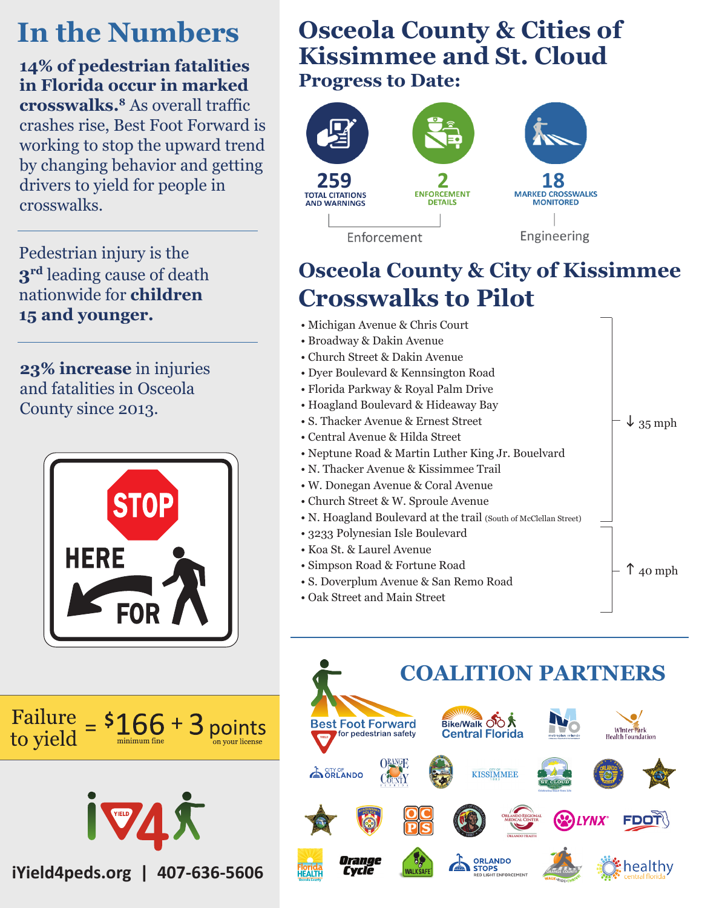# In the Numbers

**14% of pedestrian fatalities in Florida occur in marked crosswalks.**[8] As overall traffic crashes rise, Best Foot Forward is working to stop the upward trend by changing behavior and getting drivers to yield for people in crosswalks.

Pedestrian injury is the 3rd leading cause of death nationwide for **children 15 and younger.**

**23% increase** in injuries and fatalities in Osceola County since 2013.

STOP HERE FOR

Failure to yield = $166 minimum fine + 3 points on your license

iYield4peds.org | 407-636-5606

# Osceola County & Cities of Kissimmee and St. Cloud

## Progress to Date:

**259** TOTAL CITATIONS AND WARNINGS

**2** ENFORCEMENT DETAILS

Enforcement

**18** MARKED CROSSWALKS MONITORED

Engineering

# Osceola County & City of Kissimmee Crosswalks to Pilot

↓ 35 mph

- Michigan Avenue & Chris Court
- Broadway & Dakin Avenue
- Church Street & Dakin Avenue
- Dyer Boulevard & Kennsington Road
- Florida Parkway & Royal Palm Drive
- Hoagland Boulevard & Hideaway Bay
- S. Thacker Avenue & Ernest Street
- Central Avenue & Hilda Street
- Neptune Road & Martin Luther King Jr. Bouelvard
- N. Thacker Avenue & Kissimmee Trail
- W. Donegan Avenue & Coral Avenue
- Church Street & W. Sproule Avenue
- N. Hoagland Boulevard at the trail (South of McClellan Street)

↑ 40 mph

- 3233 Polynesian Isle Boulevard
- Koa St. & Laurel Avenue
- Simpson Road & Fortune Road
- S. Doverplum Avenue & San Remo Road
- Oak Street and Main Street

# COALITION PARTNERS